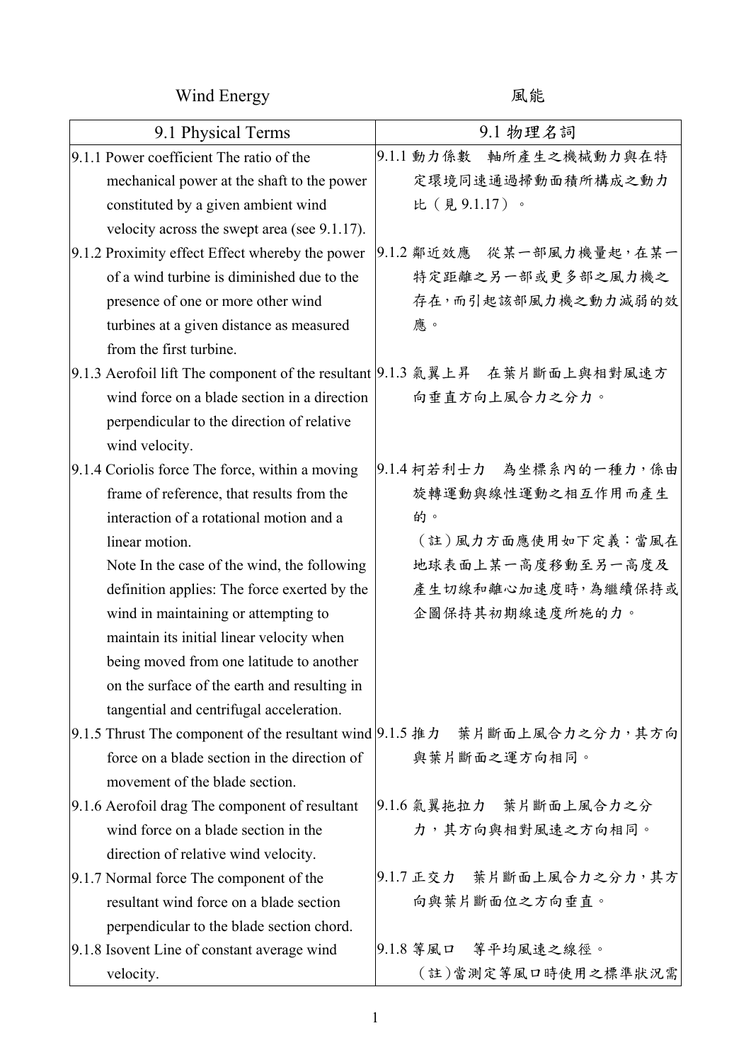| Wind Energy | 風能 |
|---|---|
| 9.1 Physical Terms | 9.1 物理名詞 |
| 9.1.1 Power coefficient The ratio of the mechanical power at the shaft to the power constituted by a given ambient wind velocity across the swept area (see 9.1.17). | 9.1.1 動力係數　軸所產生之機械動力與在特定環境同速通過掃動面積所構成之動力比（見 9.1.17）。 |
| 9.1.2 Proximity effect Effect whereby the power of a wind turbine is diminished due to the presence of one or more other wind turbines at a given distance as measured from the first turbine. | 9.1.2 鄰近效應　從某一部風力機量起，在某一特定距離之另一部或更多部之風力機之存在，而引起該部風力機之動力減弱的效應。 |
| 9.1.3 Aerofoil lift The component of the resultant wind force on a blade section in a direction perpendicular to the direction of relative wind velocity. | 9.1.3 氣翼上昇　在葉片斷面上與相對風速方向垂直方向上風合力之分力。 |
| 9.1.4 Coriolis force The force, within a moving frame of reference, that results from the interaction of a rotational motion and a linear motion.<br>Note In the case of the wind, the following definition applies: The force exerted by the wind in maintaining or attempting to maintain its initial linear velocity when being moved from one latitude to another on the surface of the earth and resulting in tangential and centrifugal acceleration. | 9.1.4 柯若利士力　為坐標系內的一種力，係由旋轉運動與線性運動之相互作用而產生的。<br>（註）風力方面應使用如下定義：當風在地球表面上某一高度移動至另一高度及產生切線和離心加速度時，為繼續保持或企圖保持其初期線速度所施的力。 |
| 9.1.5 Thrust The component of the resultant wind force on a blade section in the direction of movement of the blade section. | 9.1.5 推力　葉片斷面上風合力之分力，其方向與葉片斷面之運方向相同。 |
| 9.1.6 Aerofoil drag The component of resultant wind force on a blade section in the direction of relative wind velocity. | 9.1.6 氣翼拖拉力　葉片斷面上風合力之分力，其方向與相對風速之方向相同。 |
| 9.1.7 Normal force The component of the resultant wind force on a blade section perpendicular to the blade section chord. | 9.1.7 正交力　葉片斷面上風合力之分力，其方向與葉片斷面位之方向垂直。 |
| 9.1.8 Isovent Line of constant average wind velocity. | 9.1.8 等風口　等平均風速之線徑。<br>（註）當測定等風口時使用之標準狀況需 |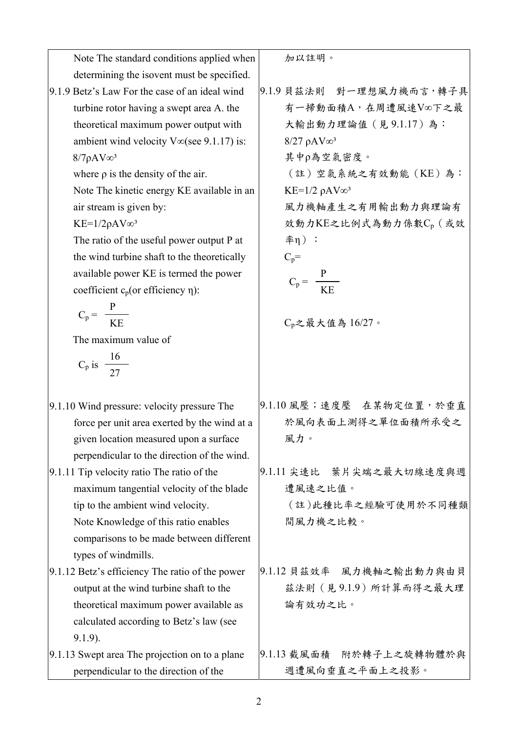| | |
|---|---|
| Note The standard conditions applied when determining the isovent must be specified. | 加以註明。 |
| 9.1.9 Betz's Law For the case of an ideal wind turbine rotor having a swept area A. the theoretical maximum power output with ambient wind velocity $V\infty$(see 9.1.17) is:<br>$8/7\rho AV\infty^3$<br>where ρ is the density of the air.<br>Note The kinetic energy KE available in an air stream is given by:<br>$KE=1/2\rho AV\infty^3$<br>The ratio of the useful power output P at the wind turbine shaft to the theoretically available power KE is termed the power coefficient $c_p$(or efficiency η):<br>$C_p = \frac{P}{KE}$<br>The maximum value of<br>$C_p$ is $\frac{16}{27}$ | 9.1.9 貝茲法則　對一理想風力機而言，轉子具有一掃動面積A，在周遭風速$V\infty$下之最大輸出動力理論值（見 9.1.17）為：<br>$8/27\ \rho AV\infty^3$<br>其中ρ為空氣密度。<br>（註）空氣系統之有效動能（KE）為：<br>$KE=1/2\ \rho AV\infty^3$<br>風力機軸產生之有用輸出動力與理論有效動力KE之比例式為動力係數$C_p$（或效率η）：<br>$C_p$=<br>$C_p = \frac{P}{KE}$<br>$C_p$之最大值為 16/27。 |
| 9.1.10 Wind pressure: velocity pressure The force per unit area exerted by the wind at a given location measured upon a surface perpendicular to the direction of the wind. | 9.1.10 風壓；速度壓　在某物定位置，於垂直於風向表面上測得之單位面積所承受之風力。 |
| 9.1.11 Tip velocity ratio The ratio of the maximum tangential velocity of the blade tip to the ambient wind velocity.<br>Note Knowledge of this ratio enables comparisons to be made between different types of windmills. | 9.1.11 尖速比　葉片尖端之最大切線速度與週遭風速之比值。<br>（註)此種比率之經驗可使用於不同種類間風力機之比較。 |
| 9.1.12 Betz's efficiency The ratio of the power output at the wind turbine shaft to the theoretical maximum power available as calculated according to Betz's law (see 9.1.9). | 9.1.12 貝茲效率　風力機軸之輸出動力與由貝茲法則（見 9.1.9）所計算而得之最大理論有效功之比。 |
| 9.1.13 Swept area The projection on to a plane perpendicular to the direction of the | 9.1.13 截風面積　附於轉子上之旋轉物體於與週遭風向垂直之平面上之投影。 |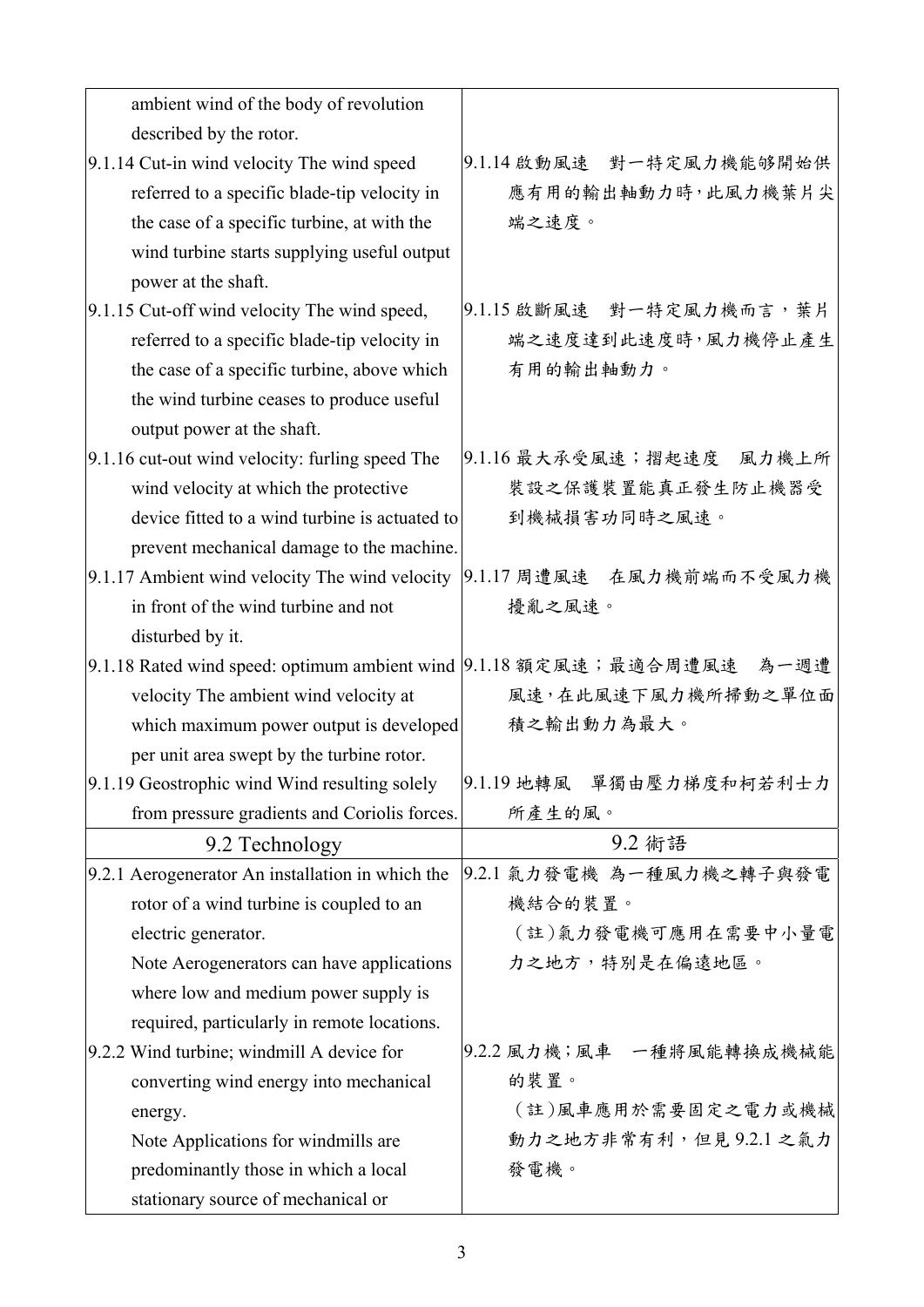| | |
|---|---|
| ambient wind of the body of revolution described by the rotor. | |
| 9.1.14 Cut-in wind velocity The wind speed referred to a specific blade-tip velocity in the case of a specific turbine, at with the wind turbine starts supplying useful output power at the shaft. | 9.1.14 啟動風速　對一特定風力機能夠開始供應有用的輸出軸動力時，此風力機葉片尖端之速度。 |
| 9.1.15 Cut-off wind velocity The wind speed, referred to a specific blade-tip velocity in the case of a specific turbine, above which the wind turbine ceases to produce useful output power at the shaft. | 9.1.15 啟斷風速　對一特定風力機而言，葉片端之速度達到此速度時，風力機停止產生有用的輸出軸動力。 |
| 9.1.16 cut-out wind velocity: furling speed The wind velocity at which the protective device fitted to a wind turbine is actuated to prevent mechanical damage to the machine. | 9.1.16 最大承受風速；摺起速度　風力機上所裝設之保護裝置能真正發生防止機器受到機械損害功同時之風速。 |
| 9.1.17 Ambient wind velocity The wind velocity in front of the wind turbine and not disturbed by it. | 9.1.17 周遭風速　在風力機前端而不受風力機擾亂之風速。 |
| 9.1.18 Rated wind speed: optimum ambient wind velocity The ambient wind velocity at which maximum power output is developed per unit area swept by the turbine rotor. | 9.1.18 額定風速；最適合周遭風速　為一週遭風速，在此風速下風力機所掃動之單位面積之輸出動力為最大。 |
| 9.1.19 Geostrophic wind Wind resulting solely from pressure gradients and Coriolis forces. | 9.1.19 地轉風　單獨由壓力梯度和柯若利士力所產生的風。 |
| 9.2 Technology | 9.2 術語 |
| 9.2.1 Aerogenerator An installation in which the rotor of a wind turbine is coupled to an electric generator.<br>Note Aerogenerators can have applications where low and medium power supply is required, particularly in remote locations. | 9.2.1 氣力發電機 為一種風力機之轉子與發電機結合的裝置。<br>（註）氣力發電機可應用在需要中小量電力之地方，特別是在偏遠地區。 |
| 9.2.2 Wind turbine; windmill A device for converting wind energy into mechanical energy.<br>Note Applications for windmills are predominantly those in which a local stationary source of mechanical or | 9.2.2 風力機；風車　一種將風能轉換成機械能的裝置。<br>（註）風車應用於需要固定之電力或機械動力之地方非常有利，但見 9.2.1 之氣力發電機。 |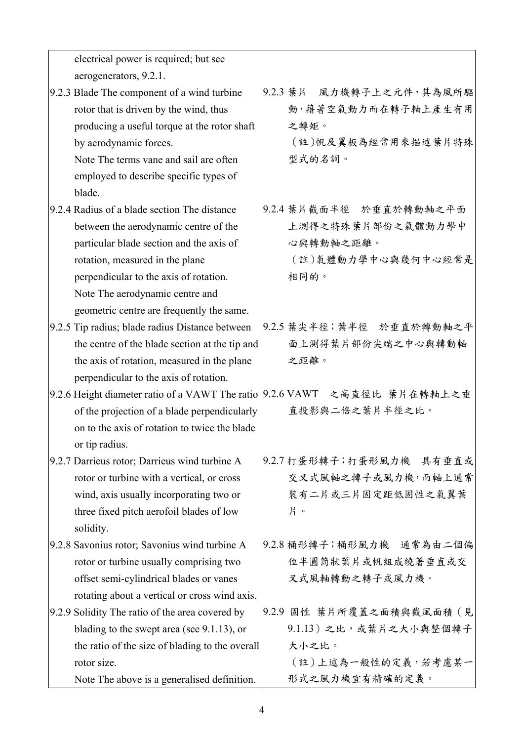| | |
|---|---|
| electrical power is required; but see aerogenerators, 9.2.1. | |
| 9.2.3 Blade The component of a wind turbine rotor that is driven by the wind, thus producing a useful torque at the rotor shaft by aerodynamic forces.<br>Note The terms vane and sail are often employed to describe specific types of blade. | 9.2.3 葉片　風力機轉子上之元件，其為風所驅動，藉著空氣動力而在轉子軸上產生有用之轉矩。<br>（註）帆及翼板為經常用來描述葉片特殊型式的名詞。 |
| 9.2.4 Radius of a blade section The distance between the aerodynamic centre of the particular blade section and the axis of rotation, measured in the plane perpendicular to the axis of rotation.<br>Note The aerodynamic centre and geometric centre are frequently the same. | 9.2.4 葉片截面半徑　於垂直於轉動軸之平面上測得之特殊葉片部份之氣體動力學中心與轉動軸之距離。<br>（註）氣體動力學中心與幾何中心經常是相同的。 |
| 9.2.5 Tip radius; blade radius Distance between the centre of the blade section at the tip and the axis of rotation, measured in the plane perpendicular to the axis of rotation. | 9.2.5 葉尖半徑；葉半徑　於垂直於轉動軸之平面上測得葉片部份尖端之中心與轉動軸之距離。 |
| 9.2.6 Height diameter ratio of a VAWT The ratio of the projection of a blade perpendicularly on to the axis of rotation to twice the blade or tip radius. | 9.2.6 VAWT　之高直徑比 葉片在轉軸上之垂直投影與二倍之葉片半徑之比。 |
| 9.2.7 Darrieus rotor; Darrieus wind turbine A rotor or turbine with a vertical, or cross wind, axis usually incorporating two or three fixed pitch aerofoil blades of low solidity. | 9.2.7 打蛋形轉子；打蛋形風力機　具有垂直或交叉式風軸之轉子或風力機，而軸上通常裝有二片或三片固定距低固性之氣翼葉片。 |
| 9.2.8 Savonius rotor; Savonius wind turbine A rotor or turbine usually comprising two offset semi-cylindrical blades or vanes rotating about a vertical or cross wind axis. | 9.2.8 桶形轉子；桶形風力機　通常為由二個偏位半圓筒狀葉片或帆組成繞著垂直或交叉式風軸轉動之轉子或風力機。 |
| 9.2.9 Solidity The ratio of the area covered by blading to the swept area (see 9.1.13), or the ratio of the size of blading to the overall rotor size.<br>Note The above is a generalised definition. | 9.2.9 固性　葉片所覆蓋之面積與截風面積（見 9.1.13）之比，或葉片之大小與整個轉子大小之比。<br>（註）上述為一般性的定義，若考慮某一形式之風力機宜有精確的定義。 |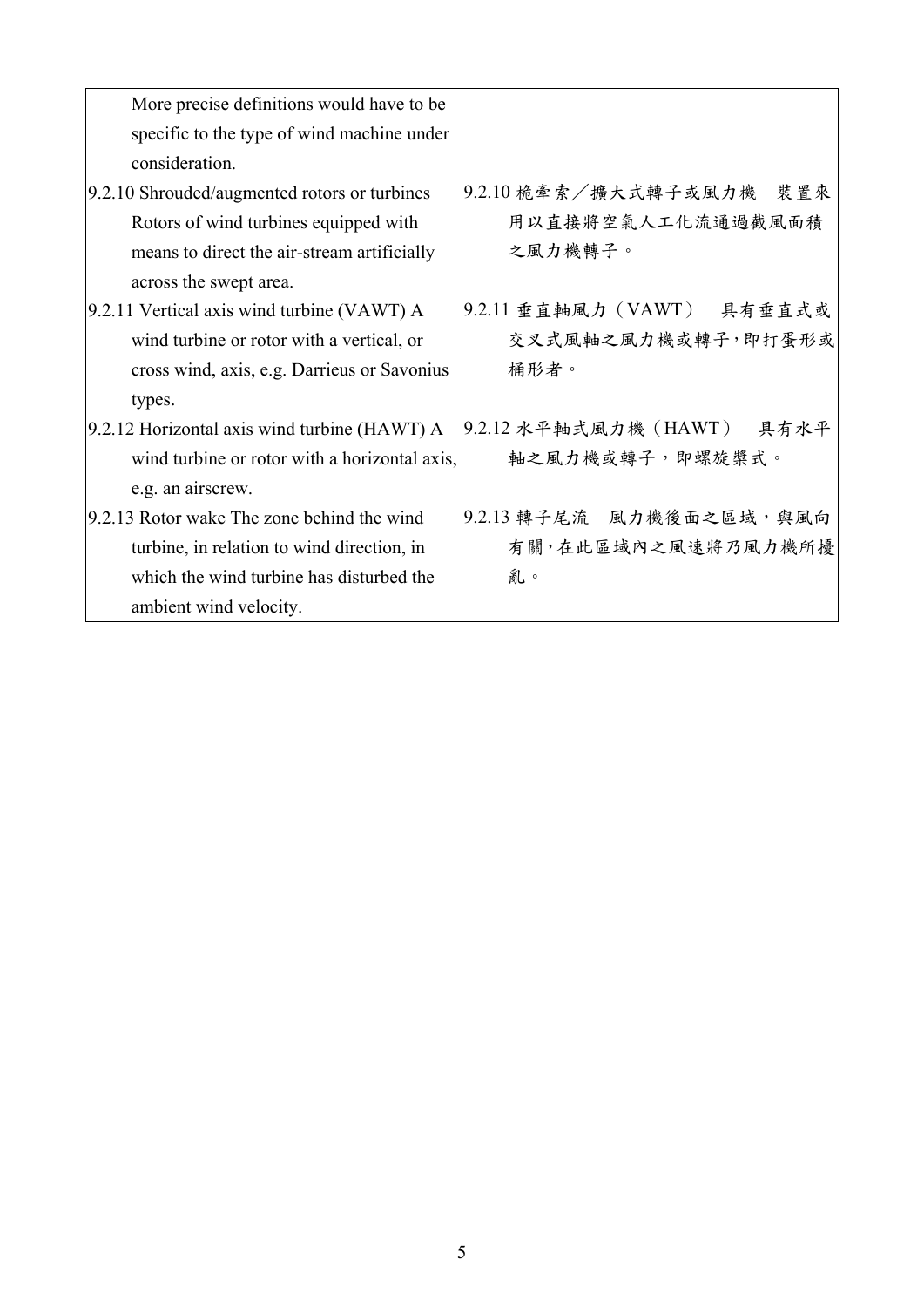| | |
|---|---|
| More precise definitions would have to be specific to the type of wind machine under consideration. | |
| 9.2.10 Shrouded/augmented rotors or turbines Rotors of wind turbines equipped with means to direct the air-stream artificially across the swept area. | 9.2.10 桅牽索／擴大式轉子或風力機　裝置來用以直接將空氣人工化流通過截風面積之風力機轉子。 |
| 9.2.11 Vertical axis wind turbine (VAWT) A wind turbine or rotor with a vertical, or cross wind, axis, e.g. Darrieus or Savonius types. | 9.2.11 垂直軸風力（VAWT）　具有垂直式或交叉式風軸之風力機或轉子，即打蛋形或桶形者。 |
| 9.2.12 Horizontal axis wind turbine (HAWT) A wind turbine or rotor with a horizontal axis, e.g. an airscrew. | 9.2.12 水平軸式風力機（HAWT）　具有水平軸之風力機或轉子，即螺旋槳式。 |
| 9.2.13 Rotor wake The zone behind the wind turbine, in relation to wind direction, in which the wind turbine has disturbed the ambient wind velocity. | 9.2.13 轉子尾流　風力機後面之區域，與風向有關，在此區域內之風速將乃風力機所擾亂。 |